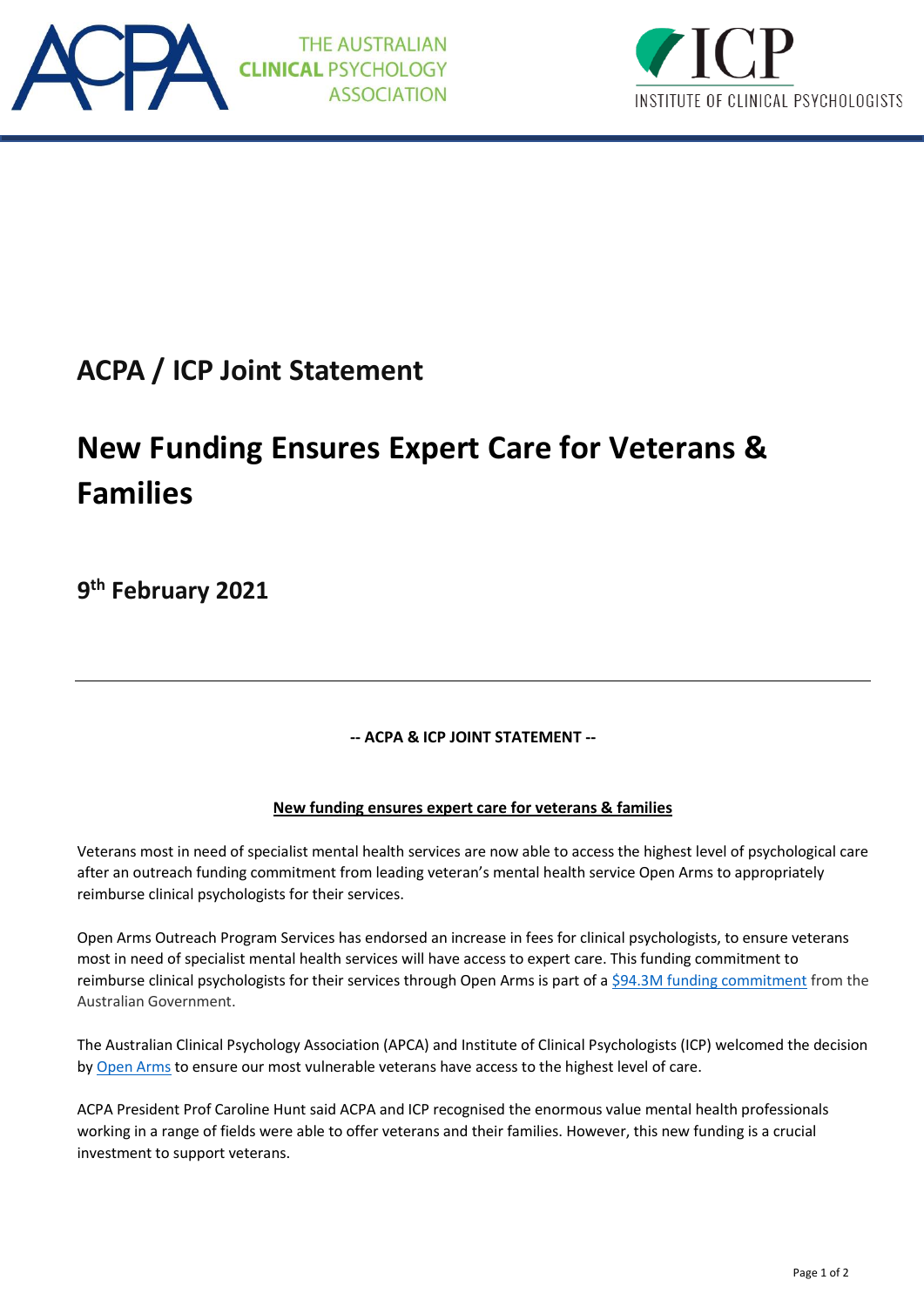THE AUSTRALIAN CLINICAL PSYCHOLOGY ASSOCIATION

ICP INSTITUTE OF CLINICAL PSYCHOLOGISTS

# ACPA / ICP Joint Statement

# New Funding Ensures Expert Care for Veterans & Families

## 9th February 2021

---

**-- ACPA & ICP JOINT STATEMENT --**

**New funding ensures expert care for veterans & families**

Veterans most in need of specialist mental health services are now able to access the highest level of psychological care after an outreach funding commitment from leading veteran's mental health service Open Arms to appropriately reimburse clinical psychologists for their services.

Open Arms Outreach Program Services has endorsed an increase in fees for clinical psychologists, to ensure veterans most in need of specialist mental health services will have access to expert care. This funding commitment to reimburse clinical psychologists for their services through Open Arms is part of a $94.3M funding commitment from the Australian Government.

The Australian Clinical Psychology Association (APCA) and Institute of Clinical Psychologists (ICP) welcomed the decision by Open Arms to ensure our most vulnerable veterans have access to the highest level of care.

ACPA President Prof Caroline Hunt said ACPA and ICP recognised the enormous value mental health professionals working in a range of fields were able to offer veterans and their families. However, this new funding is a crucial investment to support veterans.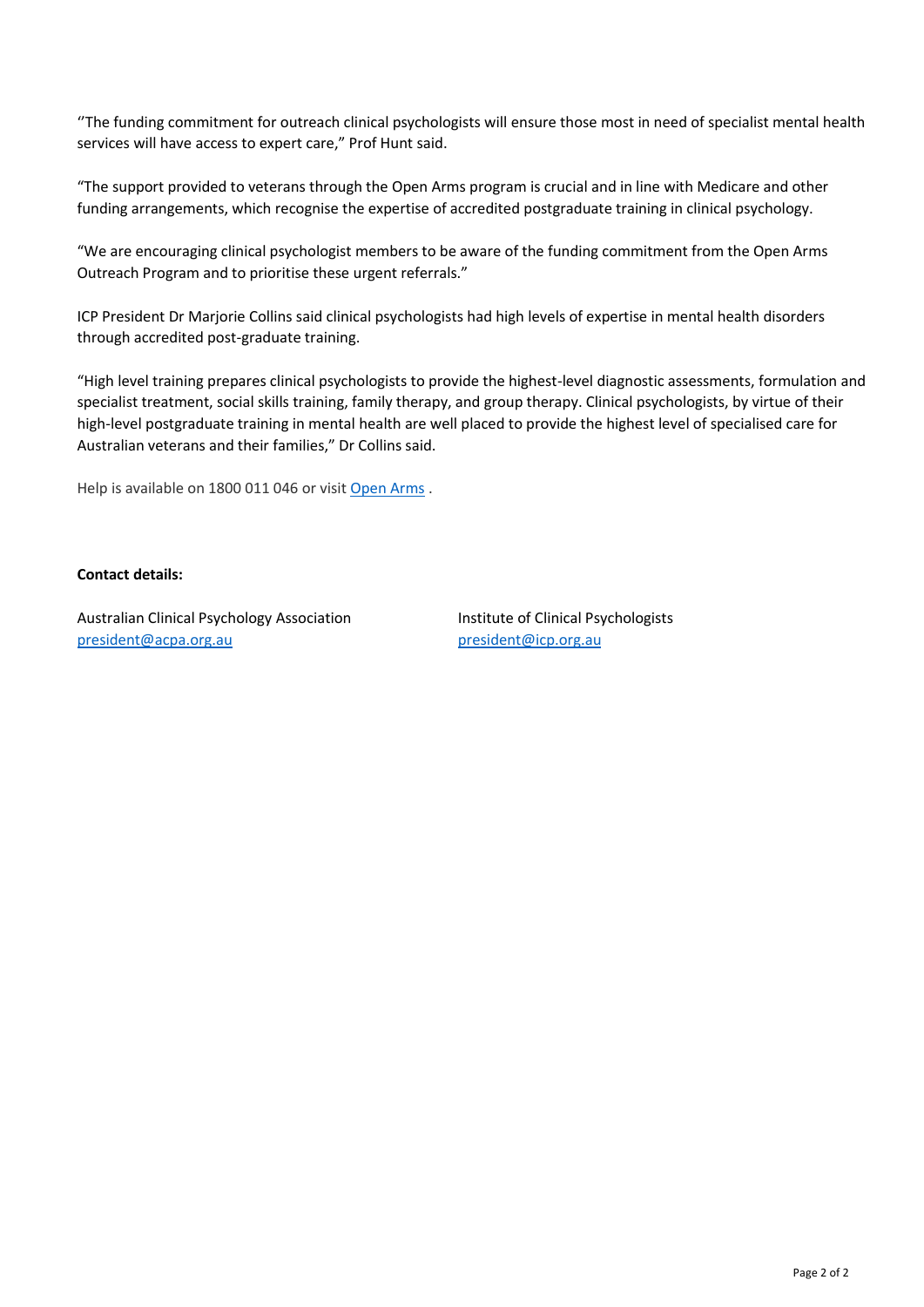''The funding commitment for outreach clinical psychologists will ensure those most in need of specialist mental health services will have access to expert care," Prof Hunt said.

"The support provided to veterans through the Open Arms program is crucial and in line with Medicare and other funding arrangements, which recognise the expertise of accredited postgraduate training in clinical psychology.

"We are encouraging clinical psychologist members to be aware of the funding commitment from the Open Arms Outreach Program and to prioritise these urgent referrals."

ICP President Dr Marjorie Collins said clinical psychologists had high levels of expertise in mental health disorders through accredited post-graduate training.

"High level training prepares clinical psychologists to provide the highest-level diagnostic assessments, formulation and specialist treatment, social skills training, family therapy, and group therapy. Clinical psychologists, by virtue of their high-level postgraduate training in mental health are well placed to provide the highest level of specialised care for Australian veterans and their families," Dr Collins said.

Help is available on 1800 011 046 or visit Open Arms .

**Contact details:**

Australian Clinical Psychology Association
president@acpa.org.au

Institute of Clinical Psychologists
president@icp.org.au